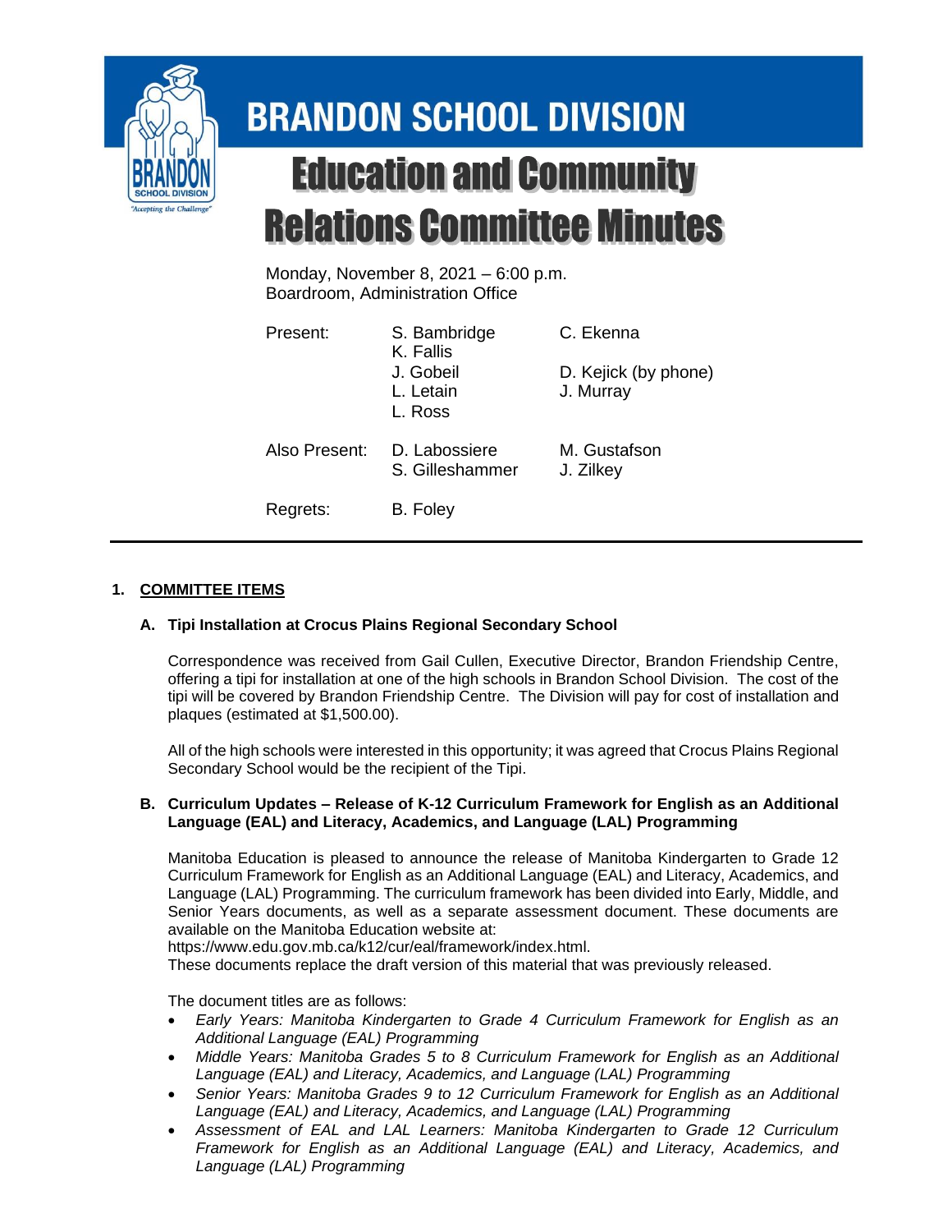# BRANDON SCHOOL DIVISION

# Education and Community Relations Committee Minutes

Monday, November 8, 2021 – 6:00 p.m.
Boardroom, Administration Office

| | | |
|---|---|---|
| Present: | S. Bambridge | C. Ekenna |
| | K. Fallis | |
| | J. Gobeil | D. Kejick (by phone) |
| | L. Letain | J. Murray |
| | L. Ross | |
| Also Present: | D. Labossiere | M. Gustafson |
| | S. Gilleshammer | J. Zilkey |
| Regrets: | B. Foley | |

---

## 1. COMMITTEE ITEMS

### A. Tipi Installation at Crocus Plains Regional Secondary School

Correspondence was received from Gail Cullen, Executive Director, Brandon Friendship Centre, offering a tipi for installation at one of the high schools in Brandon School Division. The cost of the tipi will be covered by Brandon Friendship Centre. The Division will pay for cost of installation and plaques (estimated at $1,500.00).

All of the high schools were interested in this opportunity; it was agreed that Crocus Plains Regional Secondary School would be the recipient of the Tipi.

### B. Curriculum Updates – Release of K-12 Curriculum Framework for English as an Additional Language (EAL) and Literacy, Academics, and Language (LAL) Programming

Manitoba Education is pleased to announce the release of Manitoba Kindergarten to Grade 12 Curriculum Framework for English as an Additional Language (EAL) and Literacy, Academics, and Language (LAL) Programming. The curriculum framework has been divided into Early, Middle, and Senior Years documents, as well as a separate assessment document. These documents are available on the Manitoba Education website at:
https://www.edu.gov.mb.ca/k12/cur/eal/framework/index.html.
These documents replace the draft version of this material that was previously released.

The document titles are as follows:

- *Early Years: Manitoba Kindergarten to Grade 4 Curriculum Framework for English as an Additional Language (EAL) Programming*
- *Middle Years: Manitoba Grades 5 to 8 Curriculum Framework for English as an Additional Language (EAL) and Literacy, Academics, and Language (LAL) Programming*
- *Senior Years: Manitoba Grades 9 to 12 Curriculum Framework for English as an Additional Language (EAL) and Literacy, Academics, and Language (LAL) Programming*
- *Assessment of EAL and LAL Learners: Manitoba Kindergarten to Grade 12 Curriculum Framework for English as an Additional Language (EAL) and Literacy, Academics, and Language (LAL) Programming*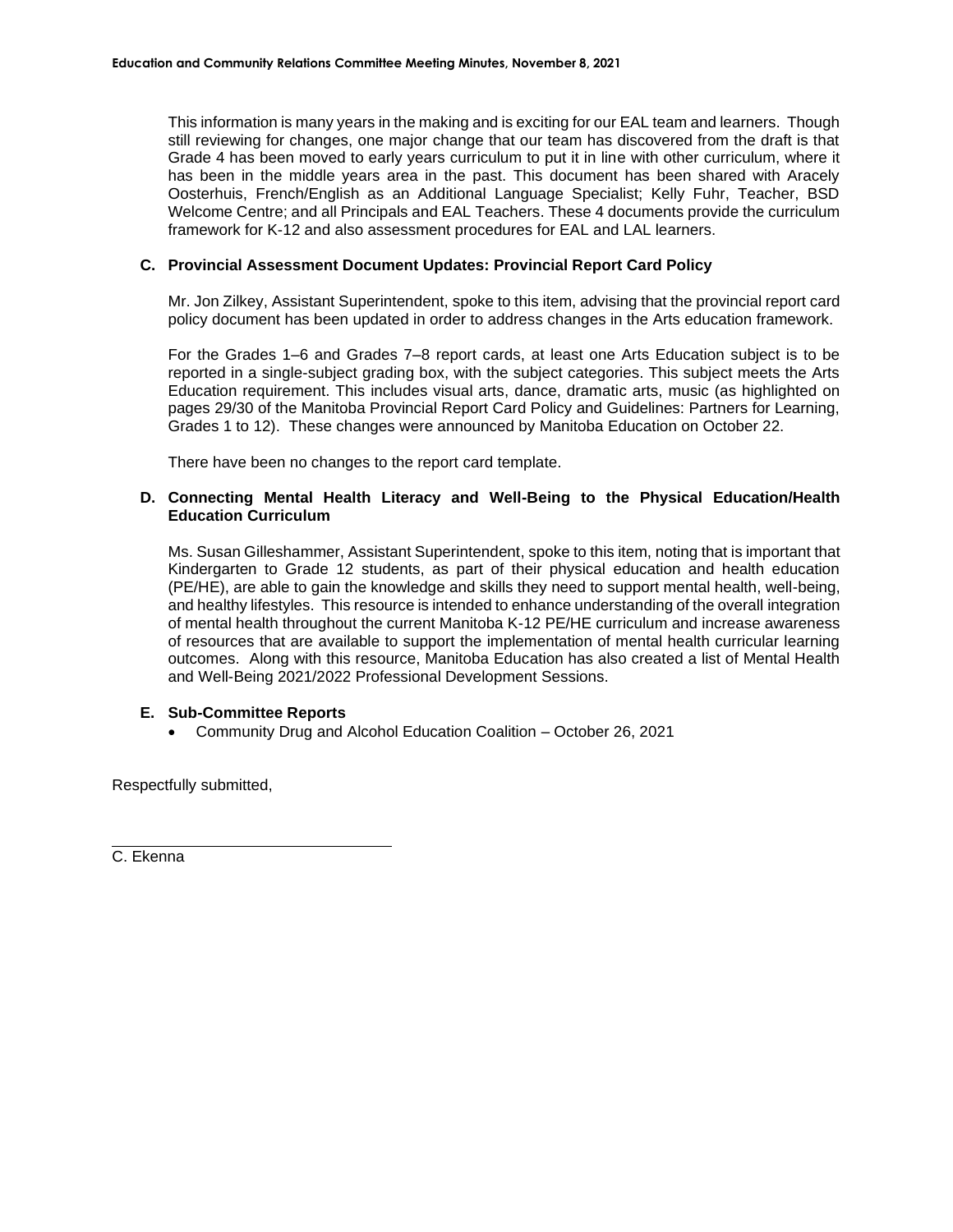This information is many years in the making and is exciting for our EAL team and learners. Though still reviewing for changes, one major change that our team has discovered from the draft is that Grade 4 has been moved to early years curriculum to put it in line with other curriculum, where it has been in the middle years area in the past. This document has been shared with Aracely Oosterhuis, French/English as an Additional Language Specialist; Kelly Fuhr, Teacher, BSD Welcome Centre; and all Principals and EAL Teachers. These 4 documents provide the curriculum framework for K-12 and also assessment procedures for EAL and LAL learners.

**C. Provincial Assessment Document Updates: Provincial Report Card Policy**

Mr. Jon Zilkey, Assistant Superintendent, spoke to this item, advising that the provincial report card policy document has been updated in order to address changes in the Arts education framework.

For the Grades 1–6 and Grades 7–8 report cards, at least one Arts Education subject is to be reported in a single-subject grading box, with the subject categories. This subject meets the Arts Education requirement. This includes visual arts, dance, dramatic arts, music (as highlighted on pages 29/30 of the Manitoba Provincial Report Card Policy and Guidelines: Partners for Learning, Grades 1 to 12). These changes were announced by Manitoba Education on October 22.

There have been no changes to the report card template.

**D. Connecting Mental Health Literacy and Well-Being to the Physical Education/Health Education Curriculum**

Ms. Susan Gilleshammer, Assistant Superintendent, spoke to this item, noting that is important that Kindergarten to Grade 12 students, as part of their physical education and health education (PE/HE), are able to gain the knowledge and skills they need to support mental health, well-being, and healthy lifestyles. This resource is intended to enhance understanding of the overall integration of mental health throughout the current Manitoba K-12 PE/HE curriculum and increase awareness of resources that are available to support the implementation of mental health curricular learning outcomes. Along with this resource, Manitoba Education has also created a list of Mental Health and Well-Being 2021/2022 Professional Development Sessions.

**E. Sub-Committee Reports**

- Community Drug and Alcohol Education Coalition – October 26, 2021

Respectfully submitted,

C. Ekenna